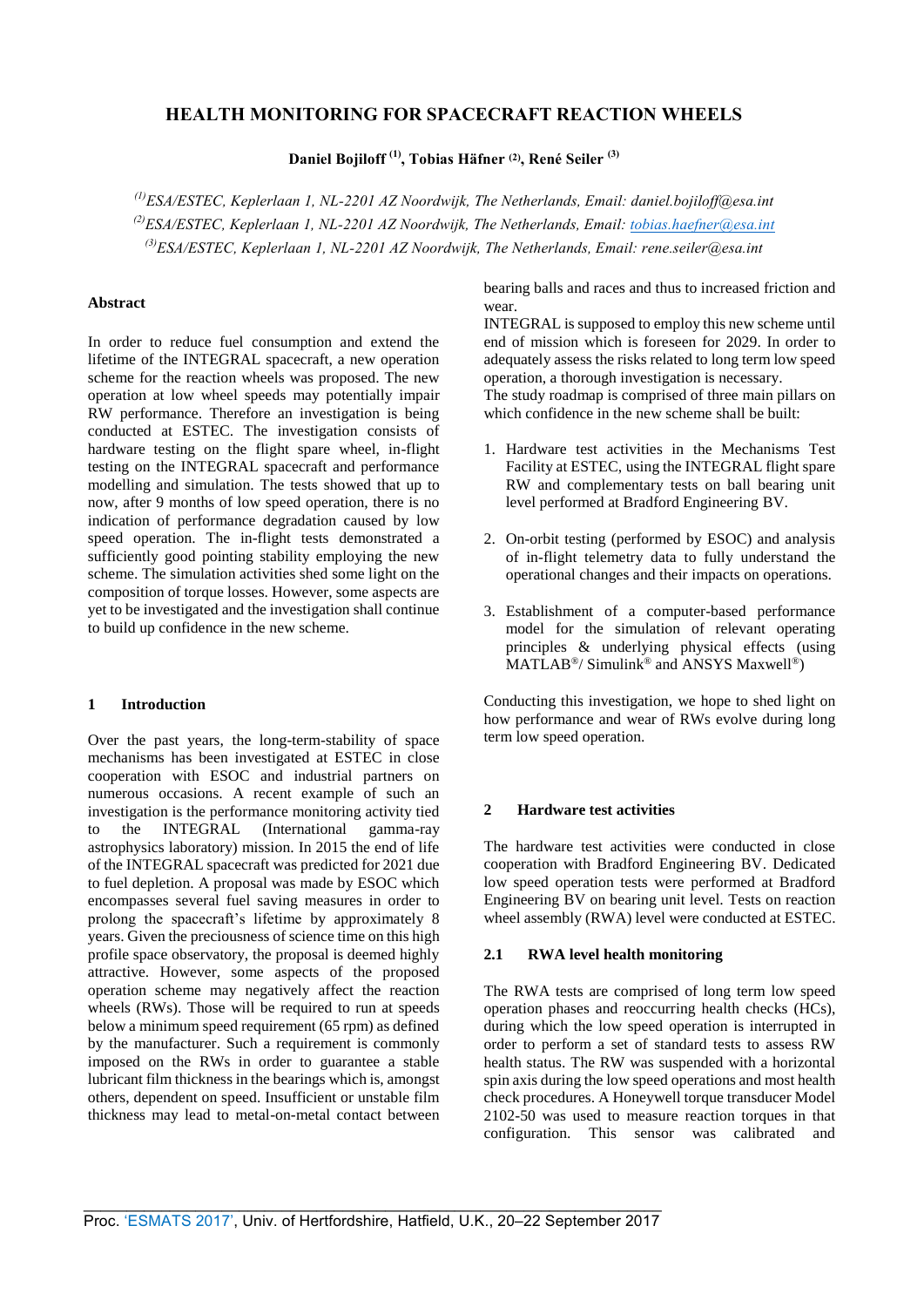# HEALTH MONITORING FOR SPACECRAFT REACTION WHEELS

**Daniel Bojiloff [(1)], Tobias Häfner [(2)], René Seiler [(3)]**

*[(1)]ESA/ESTEC, Keplerlaan 1, NL-2201 AZ Noordwijk, The Netherlands, Email: daniel.bojiloff@esa.int*
*[(2)]ESA/ESTEC, Keplerlaan 1, NL-2201 AZ Noordwijk, The Netherlands, Email: tobias.haefner@esa.int*
*[(3)]ESA/ESTEC, Keplerlaan 1, NL-2201 AZ Noordwijk, The Netherlands, Email: rene.seiler@esa.int*

## Abstract

In order to reduce fuel consumption and extend the lifetime of the INTEGRAL spacecraft, a new operation scheme for the reaction wheels was proposed. The new operation at low wheel speeds may potentially impair RW performance. Therefore an investigation is being conducted at ESTEC. The investigation consists of hardware testing on the flight spare wheel, in-flight testing on the INTEGRAL spacecraft and performance modelling and simulation. The tests showed that up to now, after 9 months of low speed operation, there is no indication of performance degradation caused by low speed operation. The in-flight tests demonstrated a sufficiently good pointing stability employing the new scheme. The simulation activities shed some light on the composition of torque losses. However, some aspects are yet to be investigated and the investigation shall continue to build up confidence in the new scheme.

## 1 Introduction

Over the past years, the long-term-stability of space mechanisms has been investigated at ESTEC in close cooperation with ESOC and industrial partners on numerous occasions. A recent example of such an investigation is the performance monitoring activity tied to the INTEGRAL (International gamma-ray astrophysics laboratory) mission. In 2015 the end of life of the INTEGRAL spacecraft was predicted for 2021 due to fuel depletion. A proposal was made by ESOC which encompasses several fuel saving measures in order to prolong the spacecraft's lifetime by approximately 8 years. Given the preciousness of science time on this high profile space observatory, the proposal is deemed highly attractive. However, some aspects of the proposed operation scheme may negatively affect the reaction wheels (RWs). Those will be required to run at speeds below a minimum speed requirement (65 rpm) as defined by the manufacturer. Such a requirement is commonly imposed on the RWs in order to guarantee a stable lubricant film thickness in the bearings which is, amongst others, dependent on speed. Insufficient or unstable film thickness may lead to metal-on-metal contact between bearing balls and races and thus to increased friction and wear.

INTEGRAL is supposed to employ this new scheme until end of mission which is foreseen for 2029. In order to adequately assess the risks related to long term low speed operation, a thorough investigation is necessary.

The study roadmap is comprised of three main pillars on which confidence in the new scheme shall be built:

1. Hardware test activities in the Mechanisms Test Facility at ESTEC, using the INTEGRAL flight spare RW and complementary tests on ball bearing unit level performed at Bradford Engineering BV.

2. On-orbit testing (performed by ESOC) and analysis of in-flight telemetry data to fully understand the operational changes and their impacts on operations.

3. Establishment of a computer-based performance model for the simulation of relevant operating principles & underlying physical effects (using MATLAB®/ Simulink® and ANSYS Maxwell®)

Conducting this investigation, we hope to shed light on how performance and wear of RWs evolve during long term low speed operation.

## 2 Hardware test activities

The hardware test activities were conducted in close cooperation with Bradford Engineering BV. Dedicated low speed operation tests were performed at Bradford Engineering BV on bearing unit level. Tests on reaction wheel assembly (RWA) level were conducted at ESTEC.

### 2.1 RWA level health monitoring

The RWA tests are comprised of long term low speed operation phases and reoccurring health checks (HCs), during which the low speed operation is interrupted in order to perform a set of standard tests to assess RW health status. The RW was suspended with a horizontal spin axis during the low speed operations and most health check procedures. A Honeywell torque transducer Model 2102-50 was used to measure reaction torques in that configuration. This sensor was calibrated and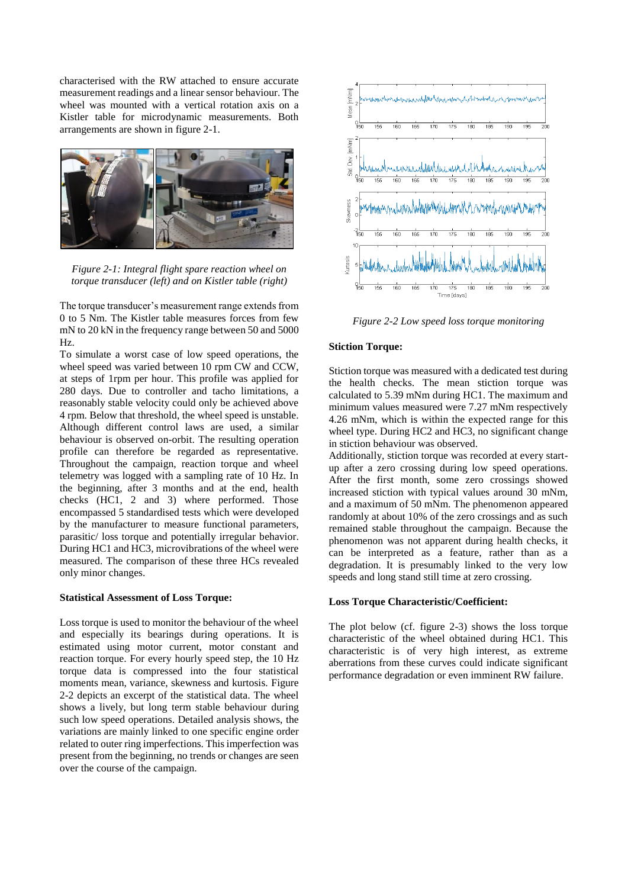characterised with the RW attached to ensure accurate measurement readings and a linear sensor behaviour. The wheel was mounted with a vertical rotation axis on a Kistler table for microdynamic measurements. Both arrangements are shown in figure 2-1.

*Figure 2-1: Integral flight spare reaction wheel on torque transducer (left) and on Kistler table (right)*

The torque transducer's measurement range extends from 0 to 5 Nm. The Kistler table measures forces from few mN to 20 kN in the frequency range between 50 and 5000 Hz.

To simulate a worst case of low speed operations, the wheel speed was varied between 10 rpm CW and CCW, at steps of 1rpm per hour. This profile was applied for 280 days. Due to controller and tacho limitations, a reasonably stable velocity could only be achieved above 4 rpm. Below that threshold, the wheel speed is unstable. Although different control laws are used, a similar behaviour is observed on-orbit. The resulting operation profile can therefore be regarded as representative. Throughout the campaign, reaction torque and wheel telemetry was logged with a sampling rate of 10 Hz. In the beginning, after 3 months and at the end, health checks (HC1, 2 and 3) where performed. Those encompassed 5 standardised tests which were developed by the manufacturer to measure functional parameters, parasitic/ loss torque and potentially irregular behavior. During HC1 and HC3, microvibrations of the wheel were measured. The comparison of these three HCs revealed only minor changes.

**Statistical Assessment of Loss Torque:**

Loss torque is used to monitor the behaviour of the wheel and especially its bearings during operations. It is estimated using motor current, motor constant and reaction torque. For every hourly speed step, the 10 Hz torque data is compressed into the four statistical moments mean, variance, skewness and kurtosis. Figure 2-2 depicts an excerpt of the statistical data. The wheel shows a lively, but long term stable behaviour during such low speed operations. Detailed analysis shows, the variations are mainly linked to one specific engine order related to outer ring imperfections. This imperfection was present from the beginning, no trends or changes are seen over the course of the campaign.

*Figure 2-2 Low speed loss torque monitoring*

**Stiction Torque:**

Stiction torque was measured with a dedicated test during the health checks. The mean stiction torque was calculated to 5.39 mNm during HC1. The maximum and minimum values measured were 7.27 mNm respectively 4.26 mNm, which is within the expected range for this wheel type. During HC2 and HC3, no significant change in stiction behaviour was observed.

Additionally, stiction torque was recorded at every start-up after a zero crossing during low speed operations. After the first month, some zero crossings showed increased stiction with typical values around 30 mNm, and a maximum of 50 mNm. The phenomenon appeared randomly at about 10% of the zero crossings and as such remained stable throughout the campaign. Because the phenomenon was not apparent during health checks, it can be interpreted as a feature, rather than as a degradation. It is presumably linked to the very low speeds and long stand still time at zero crossing.

**Loss Torque Characteristic/Coefficient:**

The plot below (cf. figure 2-3) shows the loss torque characteristic of the wheel obtained during HC1. This characteristic is of very high interest, as extreme aberrations from these curves could indicate significant performance degradation or even imminent RW failure.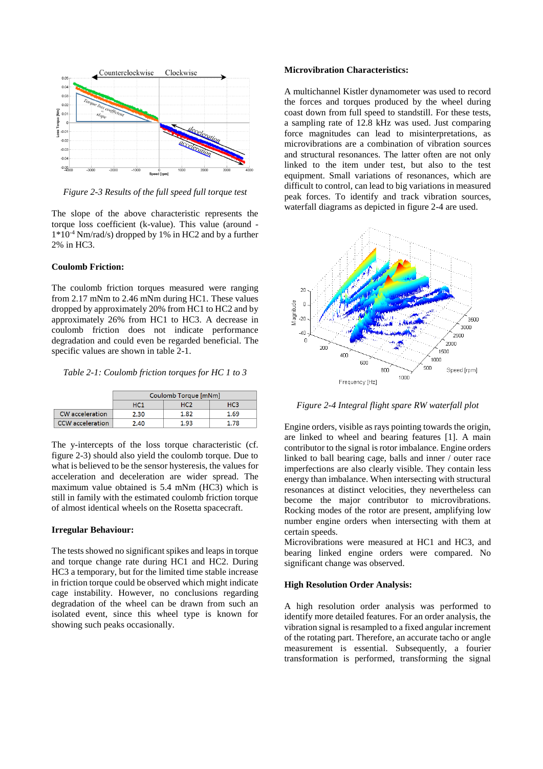*Figure 2-3 Results of the full speed full torque test*

The slope of the above characteristic represents the torque loss coefficient (k-value). This value (around $-1*10^{-4}$ Nm/rad/s) dropped by 1% in HC2 and by a further 2% in HC3.

**Coulomb Friction:**

The coulomb friction torques measured were ranging from 2.17 mNm to 2.46 mNm during HC1. These values dropped by approximately 20% from HC1 to HC2 and by approximately 26% from HC1 to HC3. A decrease in coulomb friction does not indicate performance degradation and could even be regarded beneficial. The specific values are shown in table 2-1.

*Table 2-1: Coulomb friction torques for HC 1 to 3*

| | Coulomb Torque [mNm] | | |
|---|---|---|---|
| | HC1 | HC2 | HC3 |
| CW acceleration | 2.30 | 1.82 | 1.69 |
| CCW acceleration | 2.40 | 1.93 | 1.78 |

The y-intercepts of the loss torque characteristic (cf. figure 2-3) should also yield the coulomb torque. Due to what is believed to be the sensor hysteresis, the values for acceleration and deceleration are wider spread. The maximum value obtained is 5.4 mNm (HC3) which is still in family with the estimated coulomb friction torque of almost identical wheels on the Rosetta spacecraft.

**Irregular Behaviour:**

The tests showed no significant spikes and leaps in torque and torque change rate during HC1 and HC2. During HC3 a temporary, but for the limited time stable increase in friction torque could be observed which might indicate cage instability. However, no conclusions regarding degradation of the wheel can be drawn from such an isolated event, since this wheel type is known for showing such peaks occasionally.

**Microvibration Characteristics:**

A multichannel Kistler dynamometer was used to record the forces and torques produced by the wheel during coast down from full speed to standstill. For these tests, a sampling rate of 12.8 kHz was used. Just comparing force magnitudes can lead to misinterpretations, as microvibrations are a combination of vibration sources and structural resonances. The latter often are not only linked to the item under test, but also to the test equipment. Small variations of resonances, which are difficult to control, can lead to big variations in measured peak forces. To identify and track vibration sources, waterfall diagrams as depicted in figure 2-4 are used.

*Figure 2-4 Integral flight spare RW waterfall plot*

Engine orders, visible as rays pointing towards the origin, are linked to wheel and bearing features [1]. A main contributor to the signal is rotor imbalance. Engine orders linked to ball bearing cage, balls and inner / outer race imperfections are also clearly visible. They contain less energy than imbalance. When intersecting with structural resonances at distinct velocities, they nevertheless can become the major contributor to microvibrations. Rocking modes of the rotor are present, amplifying low number engine orders when intersecting with them at certain speeds.
Microvibrations were measured at HC1 and HC3, and bearing linked engine orders were compared. No significant change was observed.

**High Resolution Order Analysis:**

A high resolution order analysis was performed to identify more detailed features. For an order analysis, the vibration signal is resampled to a fixed angular increment of the rotating part. Therefore, an accurate tacho or angle measurement is essential. Subsequently, a fourier transformation is performed, transforming the signal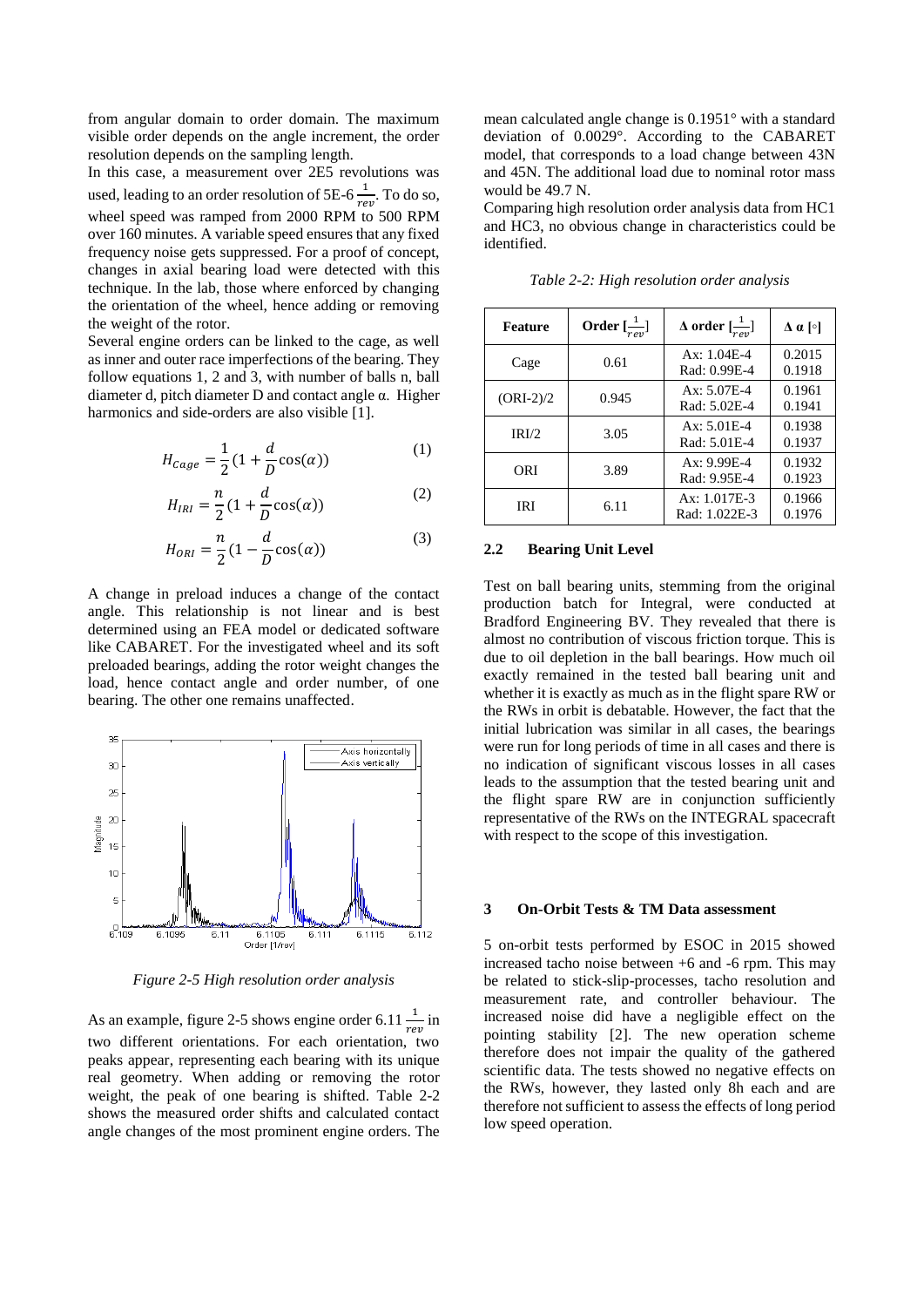from angular domain to order domain. The maximum visible order depends on the angle increment, the order resolution depends on the sampling length.

In this case, a measurement over 2E5 revolutions was used, leading to an order resolution of 5E-6 $\frac{1}{rev}$. To do so, wheel speed was ramped from 2000 RPM to 500 RPM over 160 minutes. A variable speed ensures that any fixed frequency noise gets suppressed. For a proof of concept, changes in axial bearing load were detected with this technique. In the lab, those where enforced by changing the orientation of the wheel, hence adding or removing the weight of the rotor.

Several engine orders can be linked to the cage, as well as inner and outer race imperfections of the bearing. They follow equations 1, 2 and 3, with number of balls n, ball diameter d, pitch diameter D and contact angle α. Higher harmonics and side-orders are also visible [1].

$$H_{Cage} = \frac{1}{2}\left(1 + \frac{d}{D}\cos(\alpha)\right) \tag{1}$$

$$H_{IRI} = \frac{n}{2}\left(1 + \frac{d}{D}\cos(\alpha)\right) \tag{2}$$

$$H_{ORI} = \frac{n}{2}\left(1 - \frac{d}{D}\cos(\alpha)\right) \tag{3}$$

A change in preload induces a change of the contact angle. This relationship is not linear and is best determined using an FEA model or dedicated software like CABARET. For the investigated wheel and its soft preloaded bearings, adding the rotor weight changes the load, hence contact angle and order number, of one bearing. The other one remains unaffected.

*Figure 2-5 High resolution order analysis*

As an example, figure 2-5 shows engine order 6.11 $\frac{1}{rev}$ in two different orientations. For each orientation, two peaks appear, representing each bearing with its unique real geometry. When adding or removing the rotor weight, the peak of one bearing is shifted. Table 2-2 shows the measured order shifts and calculated contact angle changes of the most prominent engine orders. The mean calculated angle change is 0.1951° with a standard deviation of 0.0029°. According to the CABARET model, that corresponds to a load change between 43N and 45N. The additional load due to nominal rotor mass would be 49.7 N.

Comparing high resolution order analysis data from HC1 and HC3, no obvious change in characteristics could be identified.

*Table 2-2: High resolution order analysis*

| Feature | Order $[\frac{1}{rev}]$ | Δ order $[\frac{1}{rev}]$ | Δ α [°] |
|---|---|---|---|
| Cage | 0.61 | Ax: 1.04E-4<br>Rad: 0.99E-4 | 0.2015<br>0.1918 |
| (ORI-2)/2 | 0.945 | Ax: 5.07E-4<br>Rad: 5.02E-4 | 0.1961<br>0.1941 |
| IRI/2 | 3.05 | Ax: 5.01E-4<br>Rad: 5.01E-4 | 0.1938<br>0.1937 |
| ORI | 3.89 | Ax: 9.99E-4<br>Rad: 9.95E-4 | 0.1932<br>0.1923 |
| IRI | 6.11 | Ax: 1.017E-3<br>Rad: 1.022E-3 | 0.1966<br>0.1976 |

### 2.2 Bearing Unit Level

Test on ball bearing units, stemming from the original production batch for Integral, were conducted at Bradford Engineering BV. They revealed that there is almost no contribution of viscous friction torque. This is due to oil depletion in the ball bearings. How much oil exactly remained in the tested ball bearing unit and whether it is exactly as much as in the flight spare RW or the RWs in orbit is debatable. However, the fact that the initial lubrication was similar in all cases, the bearings were run for long periods of time in all cases and there is no indication of significant viscous losses in all cases leads to the assumption that the tested bearing unit and the flight spare RW are in conjunction sufficiently representative of the RWs on the INTEGRAL spacecraft with respect to the scope of this investigation.

## 3 On-Orbit Tests & TM Data assessment

5 on-orbit tests performed by ESOC in 2015 showed increased tacho noise between +6 and -6 rpm. This may be related to stick-slip-processes, tacho resolution and measurement rate, and controller behaviour. The increased noise did have a negligible effect on the pointing stability [2]. The new operation scheme therefore does not impair the quality of the gathered scientific data. The tests showed no negative effects on the RWs, however, they lasted only 8h each and are therefore not sufficient to assess the effects of long period low speed operation.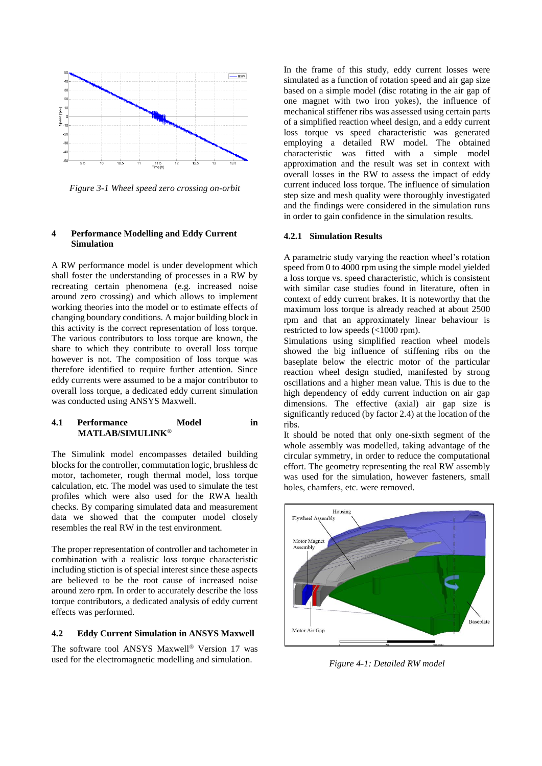*Figure 3-1 Wheel speed zero crossing on-orbit*

## 4 Performance Modelling and Eddy Current Simulation

A RW performance model is under development which shall foster the understanding of processes in a RW by recreating certain phenomena (e.g. increased noise around zero crossing) and which allows to implement working theories into the model or to estimate effects of changing boundary conditions. A major building block in this activity is the correct representation of loss torque. The various contributors to loss torque are known, the share to which they contribute to overall loss torque however is not. The composition of loss torque was therefore identified to require further attention. Since eddy currents were assumed to be a major contributor to overall loss torque, a dedicated eddy current simulation was conducted using ANSYS Maxwell.

### 4.1 Performance Model in MATLAB/SIMULINK®

The Simulink model encompasses detailed building blocks for the controller, commutation logic, brushless dc motor, tachometer, rough thermal model, loss torque calculation, etc. The model was used to simulate the test profiles which were also used for the RWA health checks. By comparing simulated data and measurement data we showed that the computer model closely resembles the real RW in the test environment.

The proper representation of controller and tachometer in combination with a realistic loss torque characteristic including stiction is of special interest since these aspects are believed to be the root cause of increased noise around zero rpm. In order to accurately describe the loss torque contributors, a dedicated analysis of eddy current effects was performed.

### 4.2 Eddy Current Simulation in ANSYS Maxwell

The software tool ANSYS Maxwell® Version 17 was used for the electromagnetic modelling and simulation.

In the frame of this study, eddy current losses were simulated as a function of rotation speed and air gap size based on a simple model (disc rotating in the air gap of one magnet with two iron yokes), the influence of mechanical stiffener ribs was assessed using certain parts of a simplified reaction wheel design, and a eddy current loss torque vs speed characteristic was generated employing a detailed RW model. The obtained characteristic was fitted with a simple model approximation and the result was set in context with overall losses in the RW to assess the impact of eddy current induced loss torque. The influence of simulation step size and mesh quality were thoroughly investigated and the findings were considered in the simulation runs in order to gain confidence in the simulation results.

#### 4.2.1 Simulation Results

A parametric study varying the reaction wheel's rotation speed from 0 to 4000 rpm using the simple model yielded a loss torque vs. speed characteristic, which is consistent with similar case studies found in literature, often in context of eddy current brakes. It is noteworthy that the maximum loss torque is already reached at about 2500 rpm and that an approximately linear behaviour is restricted to low speeds (<1000 rpm).

Simulations using simplified reaction wheel models showed the big influence of stiffening ribs on the baseplate below the electric motor of the particular reaction wheel design studied, manifested by strong oscillations and a higher mean value. This is due to the high dependency of eddy current induction on air gap dimensions. The effective (axial) air gap size is significantly reduced (by factor 2.4) at the location of the ribs.

It should be noted that only one-sixth segment of the whole assembly was modelled, taking advantage of the circular symmetry, in order to reduce the computational effort. The geometry representing the real RW assembly was used for the simulation, however fasteners, small holes, chamfers, etc. were removed.

*Figure 4-1: Detailed RW model*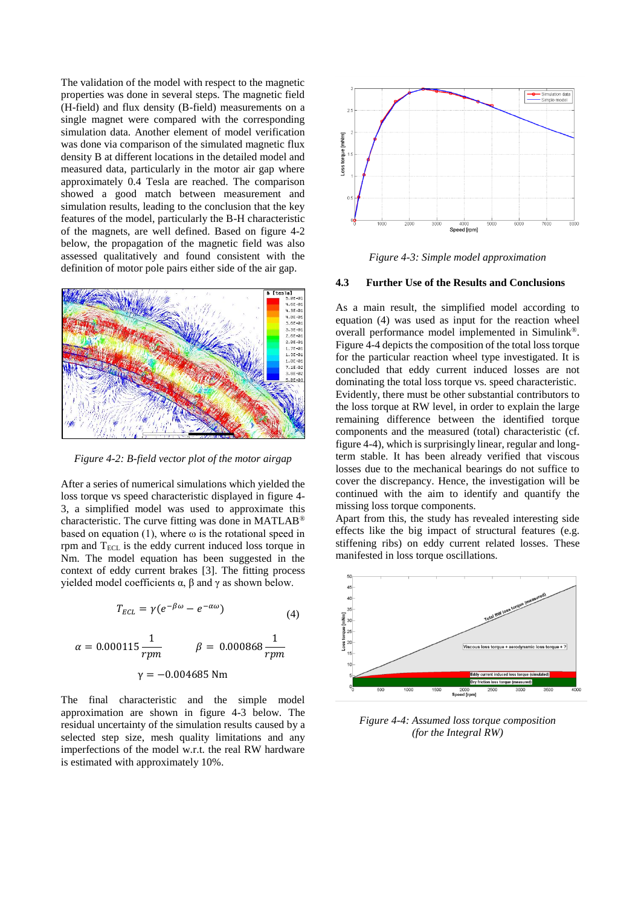The validation of the model with respect to the magnetic properties was done in several steps. The magnetic field (H-field) and flux density (B-field) measurements on a single magnet were compared with the corresponding simulation data. Another element of model verification was done via comparison of the simulated magnetic flux density B at different locations in the detailed model and measured data, particularly in the motor air gap where approximately 0.4 Tesla are reached. The comparison showed a good match between measurement and simulation results, leading to the conclusion that the key features of the model, particularly the B-H characteristic of the magnets, are well defined. Based on figure 4-2 below, the propagation of the magnetic field was also assessed qualitatively and found consistent with the definition of motor pole pairs either side of the air gap.

*Figure 4-2: B-field vector plot of the motor airgap*

After a series of numerical simulations which yielded the loss torque vs speed characteristic displayed in figure 4-3, a simplified model was used to approximate this characteristic. The curve fitting was done in MATLAB® based on equation (1), where ω is the rotational speed in rpm and $T_{ECL}$ is the eddy current induced loss torque in Nm. The model equation has been suggested in the context of eddy current brakes [3]. The fitting process yielded model coefficients α, β and γ as shown below.

$$T_{ECL} = \gamma\left(e^{-\beta\omega} - e^{-\alpha\omega}\right) \qquad (4)$$

$$\alpha = 0.000115\,\frac{1}{rpm} \qquad \beta = 0.000868\,\frac{1}{rpm}$$

$$\gamma = -0.004685\ \text{Nm}$$

The final characteristic and the simple model approximation are shown in figure 4-3 below. The residual uncertainty of the simulation results caused by a selected step size, mesh quality limitations and any imperfections of the model w.r.t. the real RW hardware is estimated with approximately 10%.

*Figure 4-3: Simple model approximation*

### 4.3 Further Use of the Results and Conclusions

As a main result, the simplified model according to equation (4) was used as input for the reaction wheel overall performance model implemented in Simulink®. Figure 4-4 depicts the composition of the total loss torque for the particular reaction wheel type investigated. It is concluded that eddy current induced losses are not dominating the total loss torque vs. speed characteristic. Evidently, there must be other substantial contributors to the loss torque at RW level, in order to explain the large remaining difference between the identified torque components and the measured (total) characteristic (cf. figure 4-4), which is surprisingly linear, regular and long-term stable. It has been already verified that viscous losses due to the mechanical bearings do not suffice to cover the discrepancy. Hence, the investigation will be continued with the aim to identify and quantify the missing loss torque components.

Apart from this, the study has revealed interesting side effects like the big impact of structural features (e.g. stiffening ribs) on eddy current related losses. These manifested in loss torque oscillations.

*Figure 4-4: Assumed loss torque composition (for the Integral RW)*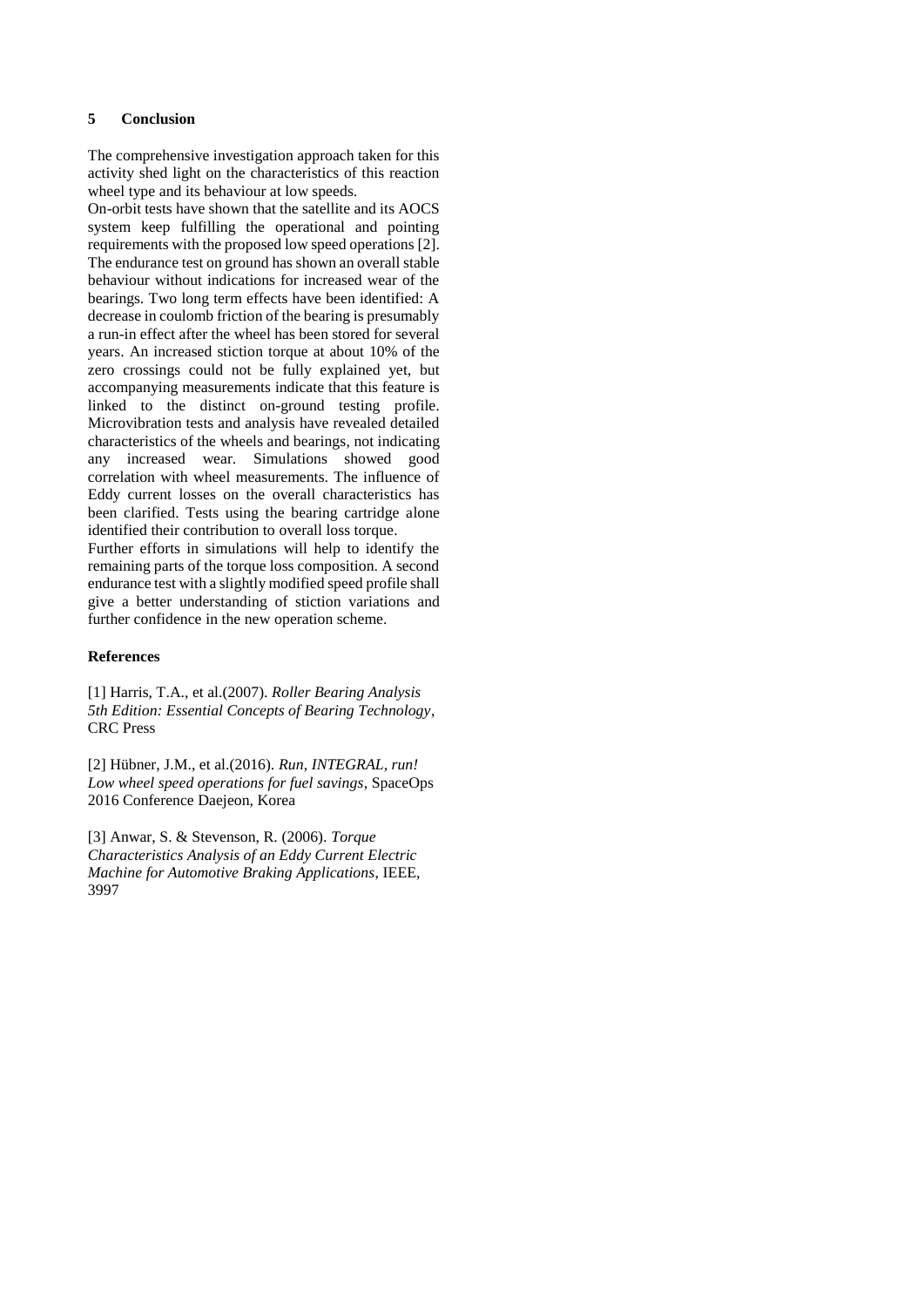## 5 Conclusion

The comprehensive investigation approach taken for this activity shed light on the characteristics of this reaction wheel type and its behaviour at low speeds.

On-orbit tests have shown that the satellite and its AOCS system keep fulfilling the operational and pointing requirements with the proposed low speed operations [2]. The endurance test on ground has shown an overall stable behaviour without indications for increased wear of the bearings. Two long term effects have been identified: A decrease in coulomb friction of the bearing is presumably a run-in effect after the wheel has been stored for several years. An increased stiction torque at about 10% of the zero crossings could not be fully explained yet, but accompanying measurements indicate that this feature is linked to the distinct on-ground testing profile. Microvibration tests and analysis have revealed detailed characteristics of the wheels and bearings, not indicating any increased wear. Simulations showed good correlation with wheel measurements. The influence of Eddy current losses on the overall characteristics has been clarified. Tests using the bearing cartridge alone identified their contribution to overall loss torque.

Further efforts in simulations will help to identify the remaining parts of the torque loss composition. A second endurance test with a slightly modified speed profile shall give a better understanding of stiction variations and further confidence in the new operation scheme.

**References**

[1] Harris, T.A., et al.(2007). *Roller Bearing Analysis 5th Edition: Essential Concepts of Bearing Technology*, CRC Press

[2] Hübner, J.M., et al.(2016). *Run, INTEGRAL, run! Low wheel speed operations for fuel savings*, SpaceOps 2016 Conference Daejeon, Korea

[3] Anwar, S. & Stevenson, R. (2006). *Torque Characteristics Analysis of an Eddy Current Electric Machine for Automotive Braking Applications*, IEEE, 3997